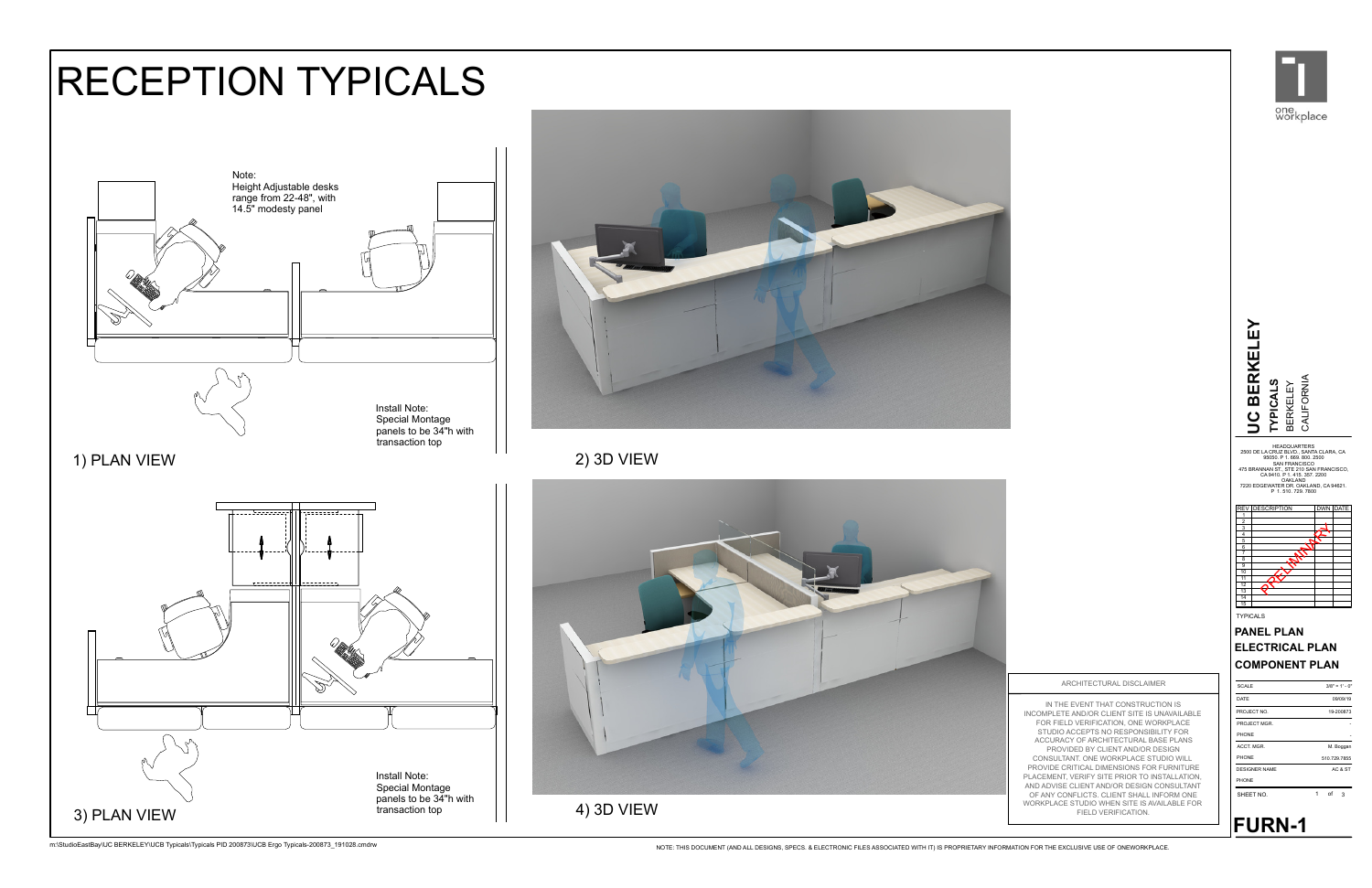# RECEPTION TYPICALS

Note:
Height Adjustable desks range from 22-48", with 14.5" modesty panel

Install Note:
Special Montage panels to be 34"h with transaction top

1) PLAN VIEW

2) 3D VIEW

Install Note:
Special Montage panels to be 34"h with transaction top

3) PLAN VIEW

4) 3D VIEW

one workplace

## UC BERKELEY

**TYPICALS**
BERKELEY
CALIFORNIA

HEADQUARTERS
2500 DE LA CRUZ BLVD., SANTA CLARA, CA 95050. P 1. 669. 800. 2500
SAN FRANCISCO
475 BRANNAN ST., STE 210 SAN FRANCISCO, CA 9410. P 1. 415. 357. 2200
OAKLAND
7220 EDGEWATER DR, OAKLAND, CA 94621. P 1. 510. 729. 7800

| REV | DESCRIPTION | DWN | DATE |
|---|---|---|---|
| 1 | | | |
| 2 | | | |
| 3 | | | |
| 4 | | | |
| 5 | | | |
| 6 | | | |
| 7 | | | |
| 8 | | | |
| 9 | | | |
| 10 | | | |
| 11 | | | |
| 12 | | | |
| 13 | | | |
| 14 | | | |
| 15 | | | |

PRELIMINARY

TYPICALS

**PANEL PLAN**
**ELECTRICAL PLAN**
**COMPONENT PLAN**

ARCHITECTURAL DISCLAIMER

IN THE EVENT THAT CONSTRUCTION IS INCOMPLETE AND/OR CLIENT SITE IS UNAVAILABLE FOR FIELD VERIFICATION, ONE WORKPLACE STUDIO ACCEPTS NO RESPONSIBILITY FOR ACCURACY OF ARCHITECTURAL BASE PLANS PROVIDED BY CLIENT AND/OR DESIGN CONSULTANT. ONE WORKPLACE STUDIO WILL PROVIDE CRITICAL DIMENSIONS FOR FURNITURE PLACEMENT, VERIFY SITE PRIOR TO INSTALLATION, AND ADVISE CLIENT AND/OR DESIGN CONSULTANT OF ANY CONFLICTS. CLIENT SHALL INFORM ONE WORKPLACE STUDIO WHEN SITE IS AVAILABLE FOR FIELD VERIFICATION.

| | |
|---|---|
| SCALE | 3/8" = 1' - 0" |
| DATE | 09/09/19 |
| PROJECT NO. | 19-200873 |
| PROJECT MGR. | - |
| PHONE | - |
| ACCT. MGR. | M. Boggan |
| PHONE | 510.729.7855 |
| DESIGNER NAME | AC & ST |
| PHONE | |
| SHEET NO. | 1 of 3 |

**FURN-1**

m:\StudioEastBay\UC BERKELEY\UCB Typicals\Typicals PID 200873\UCB Ergo Typicals-200873_191028.cmdrw

NOTE: THIS DOCUMENT (AND ALL DESIGNS, SPECS. & ELECTRONIC FILES ASSOCIATED WITH IT) IS PROPRIETARY INFORMATION FOR THE EXCLUSIVE USE OF ONEWORKPLACE.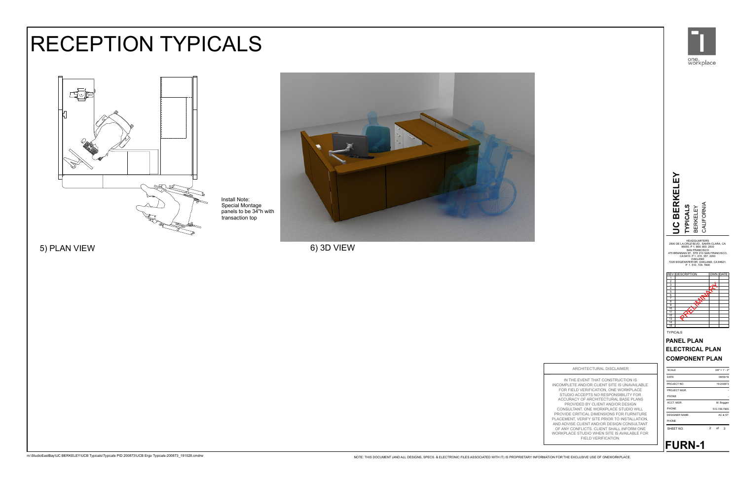# RECEPTION TYPICALS

Install Note:
Special Montage panels to be 34"h with transaction top

5) PLAN VIEW

6) 3D VIEW

one workplace

**UC BERKELEY**

**TYPICALS**
BERKELEY
CALIFORNIA

HEADQUARTERS
2500 DE LA CRUZ BLVD., SANTA CLARA, CA 95050. P 1. 669. 800. 2500
SAN FRANCISCO
475 BRANNAN ST., STE 210 SAN FRANCISCO, CA 9410. P 1. 415. 357. 2200
OAKLAND
7220 EDGEWATER DR. OAKLAND, CA 94621. P 1. 510. 729. 7800

| REV | DESCRIPTION | DWN | DATE |
|---|---|---|---|
| 1 | | | |
| 2 | | | |
| 3 | | | |
| 4 | | | |
| 5 | | | |
| 6 | | | |
| 7 | | | |
| 8 | | | |
| 9 | | | |
| 10 | | | |
| 11 | | | |
| 12 | | | |
| 13 | | | |
| 14 | | | |
| 15 | | | |

PRELIMINARY

TYPICALS

**PANEL PLAN**
**ELECTRICAL PLAN**
**COMPONENT PLAN**

| | |
|---|---|
| SCALE | 3/8" = 1' - 0" |
| DATE | 09/09/19 |
| PROJECT NO. | 19-200873 |
| PROJECT MGR. | - |
| PHONE | - |
| ACCT. MGR. | M. Boggan |
| PHONE | 510.729.7855 |
| DESIGNER NAME | AC & ST |
| PHONE | |
| SHEET NO. | 2 of 3 |

**FURN-1**

ARCHITECTURAL DISCLAIMER

IN THE EVENT THAT CONSTRUCTION IS INCOMPLETE AND/OR CLIENT SITE IS UNAVAILABLE FOR FIELD VERIFICATION, ONE WORKPLACE STUDIO ACCEPTS NO RESPONSIBILITY FOR ACCURACY OF ARCHITECTURAL BASE PLANS PROVIDED BY CLIENT AND/OR DESIGN CONSULTANT. ONE WORKPLACE STUDIO WILL PROVIDE CRITICAL DIMENSIONS FOR FURNITURE PLACEMENT, VERIFY SITE PRIOR TO INSTALLATION, AND ADVISE CLIENT AND/OR DESIGN CONSULTANT OF ANY CONFLICTS. CLIENT SHALL INFORM ONE WORKPLACE STUDIO WHEN SITE IS AVAILABLE FOR FIELD VERIFICATION.

m:\StudioEastBay\UC BERKELEY\UCB Typicals\Typicals PID 200873\UCB Ergo Typicals-200873_191028.cmdrw

NOTE: THIS DOCUMENT (AND ALL DESIGNS, SPECS. & ELECTRONIC FILES ASSOCIATED WITH IT) IS PROPRIETARY INFORMATION FOR THE EXCLUSIVE USE OF ONEWORKPLACE.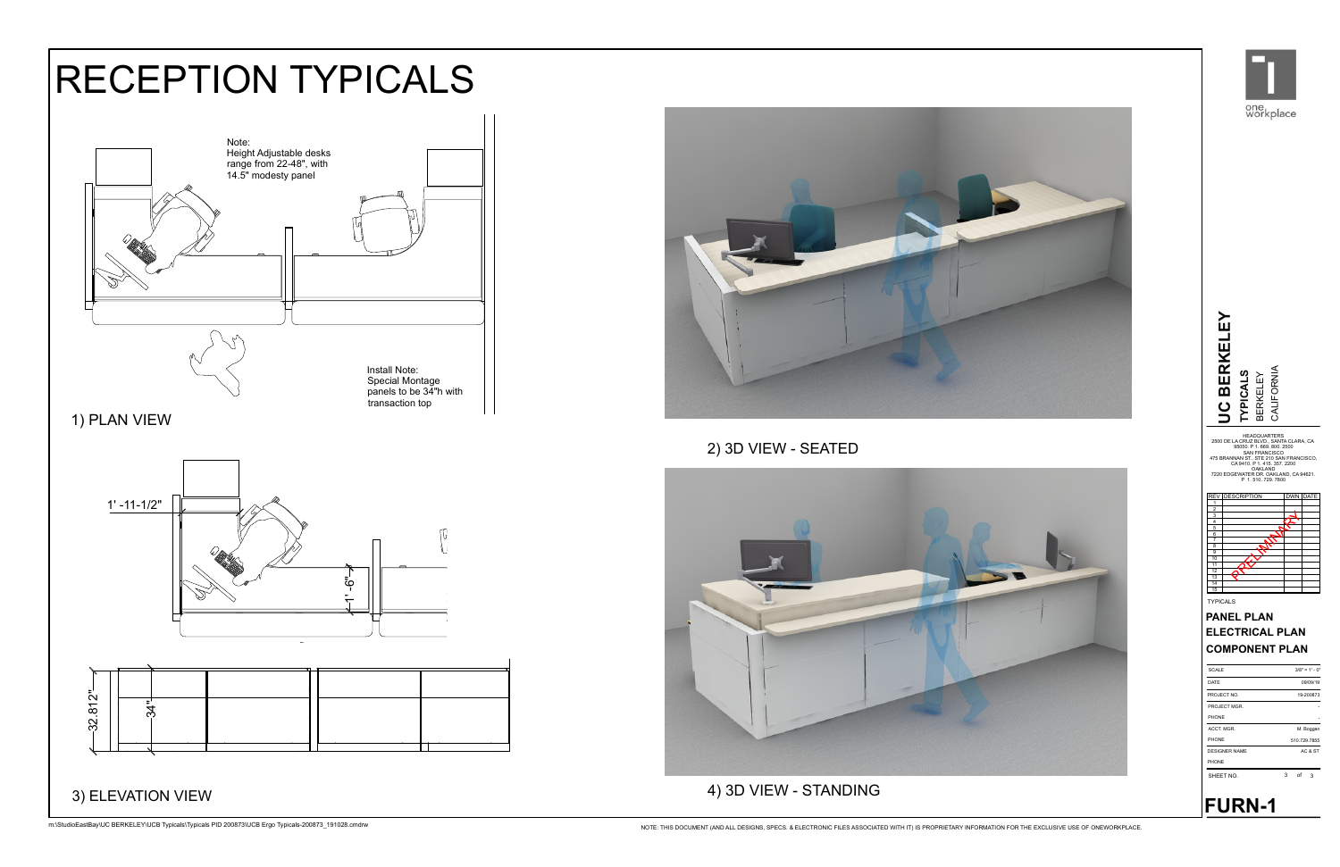# RECEPTION TYPICALS

Note:
Height Adjustable desks range from 22-48", with 14.5" modesty panel

Install Note:
Special Montage panels to be 34"h with transaction top

1) PLAN VIEW

1' -11-1/2"

1' -6"

32.812"

34"

3) ELEVATION VIEW

2) 3D VIEW - SEATED

4) 3D VIEW - STANDING

one workplace

**UC BERKELEY**
**TYPICALS**
BERKELEY
CALIFORNIA

HEADQUARTERS
2500 DE LA CRUZ BLVD., SANTA CLARA, CA 95050. P 1. 669. 800. 2500
SAN FRANCISCO
475 BRANNAN ST., STE 210 SAN FRANCISCO, CA 9410. P 1. 415. 357. 2200
OAKLAND
7220 EDGEWATER DR, OAKLAND, CA 94621. P 1. 510. 729. 7800

| REV | DESCRIPTION | DWN. | DATE |
|---|---|---|---|
| 1 | | | |
| 2 | | | |
| 3 | | | |
| 4 | | | |
| 5 | | | |
| 6 | | | |
| 7 | | | |
| 8 | | | |
| 9 | | | |
| 10 | | | |
| 11 | | | |
| 12 | | | |
| 13 | | | |
| 14 | | | |
| 15 | | | |

PRELIMINARY

TYPICALS

**PANEL PLAN**
**ELECTRICAL PLAN**
**COMPONENT PLAN**

| | |
|---|---|
| SCALE | 3/8" = 1' - 0" |
| DATE | 09/09/19 |
| PROJECT NO. | 19-200873 |
| PROJECT MGR. | - |
| PHONE | - |
| ACCT. MGR. | M. Boggan |
| PHONE | 510.729.7855 |
| DESIGNER NAME | AC & ST |
| PHONE | |
| SHEET NO. | 3 of 3 |

**FURN-1**

m:\StudioEastBay\UC BERKELEY\UCB Typicals\Typicals PID 200873\UCB Ergo Typicals-200873_191028.cmdrw

NOTE: THIS DOCUMENT (AND ALL DESIGNS, SPECS. & ELECTRONIC FILES ASSOCIATED WITH IT) IS PROPRIETARY INFORMATION FOR THE EXCLUSIVE USE OF ONEWORKPLACE.